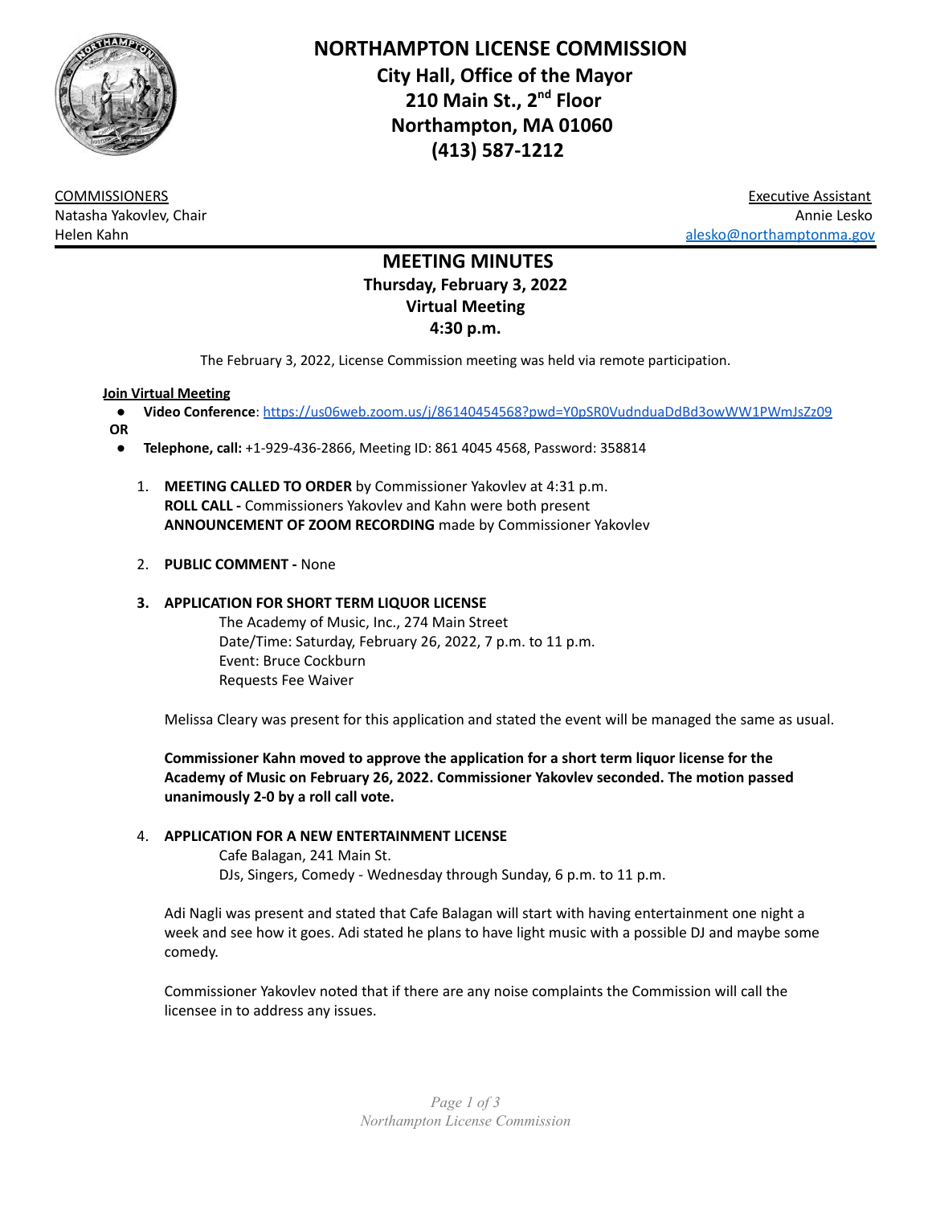# NORTHAMPTON LICENSE COMMISSION
## City Hall, Office of the Mayor
## 210 Main St., 2nd Floor
## Northampton, MA 01060
## (413) 587-1212

COMMISSIONERS
Natasha Yakovlev, Chair
Helen Kahn

Executive Assistant
Annie Lesko
alesko@northamptonma.gov

## MEETING MINUTES
### Thursday, February 3, 2022
### Virtual Meeting
### 4:30 p.m.

The February 3, 2022, License Commission meeting was held via remote participation.

**Join Virtual Meeting**

- **Video Conference**: https://us06web.zoom.us/j/86140454568?pwd=Y0pSR0VudnduaDdBd3owWW1PWmJsZz09

**OR**

- **Telephone, call:** +1-929-436-2866, Meeting ID: 861 4045 4568, Password: 358814

1. **MEETING CALLED TO ORDER** by Commissioner Yakovlev at 4:31 p.m.
   **ROLL CALL -** Commissioners Yakovlev and Kahn were both present
   **ANNOUNCEMENT OF ZOOM RECORDING** made by Commissioner Yakovlev

2. **PUBLIC COMMENT -** None

3. **APPLICATION FOR SHORT TERM LIQUOR LICENSE**
   The Academy of Music, Inc., 274 Main Street
   Date/Time: Saturday, February 26, 2022, 7 p.m. to 11 p.m.
   Event: Bruce Cockburn
   Requests Fee Waiver

   Melissa Cleary was present for this application and stated the event will be managed the same as usual.

   **Commissioner Kahn moved to approve the application for a short term liquor license for the Academy of Music on February 26, 2022. Commissioner Yakovlev seconded. The motion passed unanimously 2-0 by a roll call vote.**

4. **APPLICATION FOR A NEW ENTERTAINMENT LICENSE**
   Cafe Balagan, 241 Main St.
   DJs, Singers, Comedy - Wednesday through Sunday, 6 p.m. to 11 p.m.

   Adi Nagli was present and stated that Cafe Balagan will start with having entertainment one night a week and see how it goes. Adi stated he plans to have light music with a possible DJ and maybe some comedy.

   Commissioner Yakovlev noted that if there are any noise complaints the Commission will call the licensee in to address any issues.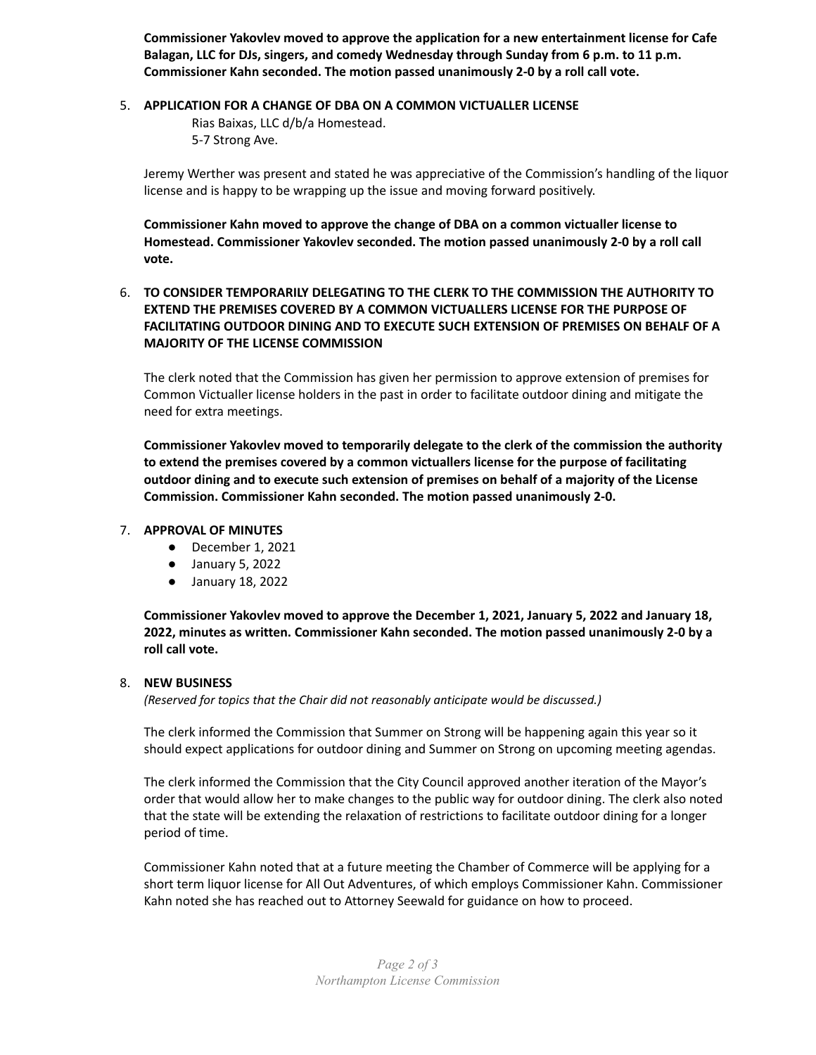**Commissioner Yakovlev moved to approve the application for a new entertainment license for Cafe Balagan, LLC for DJs, singers, and comedy Wednesday through Sunday from 6 p.m. to 11 p.m. Commissioner Kahn seconded. The motion passed unanimously 2-0 by a roll call vote.**

5. **APPLICATION FOR A CHANGE OF DBA ON A COMMON VICTUALLER LICENSE**

   Rias Baixas, LLC d/b/a Homestead.
   5-7 Strong Ave.

   Jeremy Werther was present and stated he was appreciative of the Commission's handling of the liquor license and is happy to be wrapping up the issue and moving forward positively.

   **Commissioner Kahn moved to approve the change of DBA on a common victualler license to Homestead. Commissioner Yakovlev seconded. The motion passed unanimously 2-0 by a roll call vote.**

6. **TO CONSIDER TEMPORARILY DELEGATING TO THE CLERK TO THE COMMISSION THE AUTHORITY TO EXTEND THE PREMISES COVERED BY A COMMON VICTUALLERS LICENSE FOR THE PURPOSE OF FACILITATING OUTDOOR DINING AND TO EXECUTE SUCH EXTENSION OF PREMISES ON BEHALF OF A MAJORITY OF THE LICENSE COMMISSION**

   The clerk noted that the Commission has given her permission to approve extension of premises for Common Victualler license holders in the past in order to facilitate outdoor dining and mitigate the need for extra meetings.

   **Commissioner Yakovlev moved to temporarily delegate to the clerk of the commission the authority to extend the premises covered by a common victuallers license for the purpose of facilitating outdoor dining and to execute such extension of premises on behalf of a majority of the License Commission. Commissioner Kahn seconded. The motion passed unanimously 2-0.**

7. **APPROVAL OF MINUTES**
   - December 1, 2021
   - January 5, 2022
   - January 18, 2022

   **Commissioner Yakovlev moved to approve the December 1, 2021, January 5, 2022 and January 18, 2022, minutes as written. Commissioner Kahn seconded. The motion passed unanimously 2-0 by a roll call vote.**

8. **NEW BUSINESS**

   *(Reserved for topics that the Chair did not reasonably anticipate would be discussed.)*

   The clerk informed the Commission that Summer on Strong will be happening again this year so it should expect applications for outdoor dining and Summer on Strong on upcoming meeting agendas.

   The clerk informed the Commission that the City Council approved another iteration of the Mayor's order that would allow her to make changes to the public way for outdoor dining. The clerk also noted that the state will be extending the relaxation of restrictions to facilitate outdoor dining for a longer period of time.

   Commissioner Kahn noted that at a future meeting the Chamber of Commerce will be applying for a short term liquor license for All Out Adventures, of which employs Commissioner Kahn. Commissioner Kahn noted she has reached out to Attorney Seewald for guidance on how to proceed.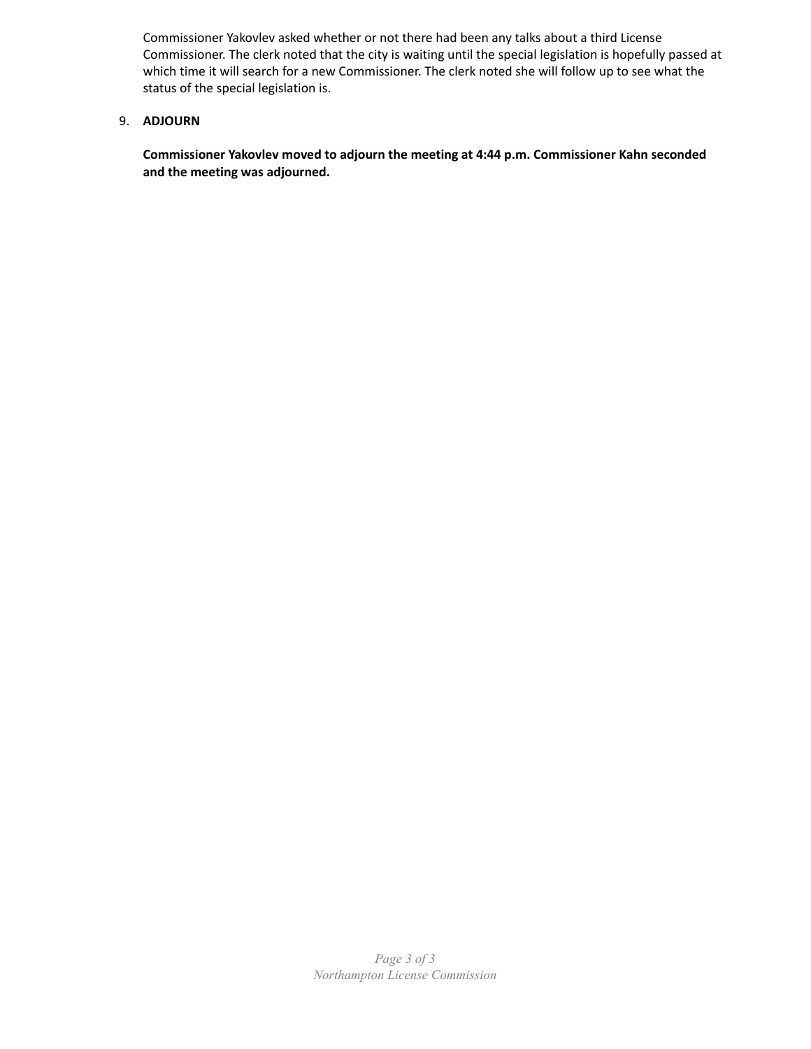Commissioner Yakovlev asked whether or not there had been any talks about a third License Commissioner. The clerk noted that the city is waiting until the special legislation is hopefully passed at which time it will search for a new Commissioner. The clerk noted she will follow up to see what the status of the special legislation is.

9. **ADJOURN**

   **Commissioner Yakovlev moved to adjourn the meeting at 4:44 p.m. Commissioner Kahn seconded and the meeting was adjourned.**